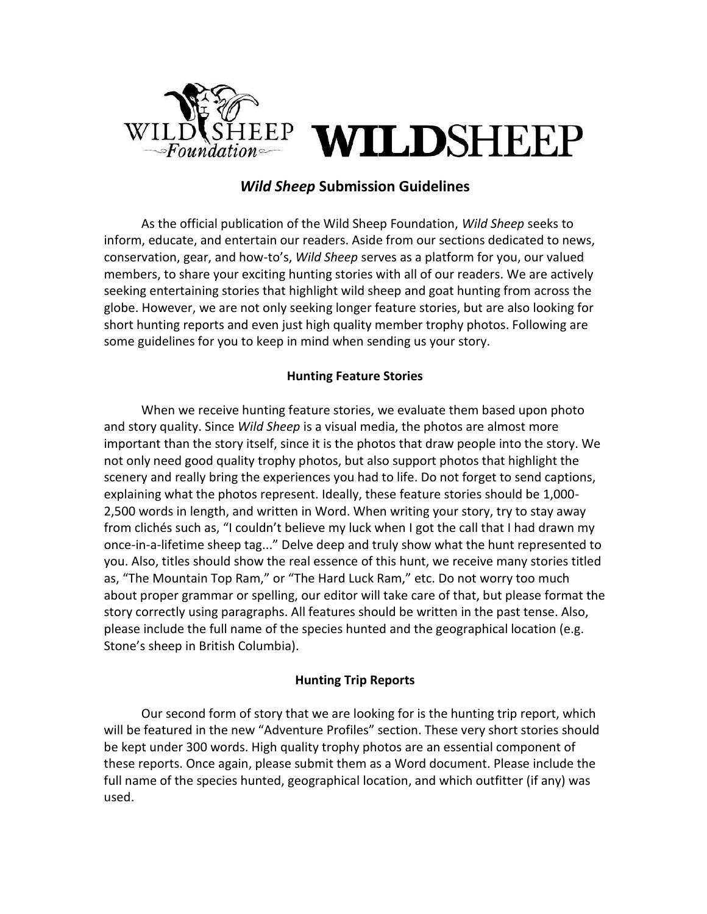# *Wild Sheep* Submission Guidelines

As the official publication of the Wild Sheep Foundation, *Wild Sheep* seeks to inform, educate, and entertain our readers. Aside from our sections dedicated to news, conservation, gear, and how-to's, *Wild Sheep* serves as a platform for you, our valued members, to share your exciting hunting stories with all of our readers. We are actively seeking entertaining stories that highlight wild sheep and goat hunting from across the globe. However, we are not only seeking longer feature stories, but are also looking for short hunting reports and even just high quality member trophy photos. Following are some guidelines for you to keep in mind when sending us your story.

## Hunting Feature Stories

When we receive hunting feature stories, we evaluate them based upon photo and story quality. Since *Wild Sheep* is a visual media, the photos are almost more important than the story itself, since it is the photos that draw people into the story. We not only need good quality trophy photos, but also support photos that highlight the scenery and really bring the experiences you had to life. Do not forget to send captions, explaining what the photos represent. Ideally, these feature stories should be 1,000-2,500 words in length, and written in Word. When writing your story, try to stay away from clichés such as, "I couldn't believe my luck when I got the call that I had drawn my once-in-a-lifetime sheep tag..." Delve deep and truly show what the hunt represented to you. Also, titles should show the real essence of this hunt, we receive many stories titled as, "The Mountain Top Ram," or "The Hard Luck Ram," etc. Do not worry too much about proper grammar or spelling, our editor will take care of that, but please format the story correctly using paragraphs. All features should be written in the past tense. Also, please include the full name of the species hunted and the geographical location (e.g. Stone's sheep in British Columbia).

## Hunting Trip Reports

Our second form of story that we are looking for is the hunting trip report, which will be featured in the new "Adventure Profiles" section. These very short stories should be kept under 300 words. High quality trophy photos are an essential component of these reports. Once again, please submit them as a Word document. Please include the full name of the species hunted, geographical location, and which outfitter (if any) was used.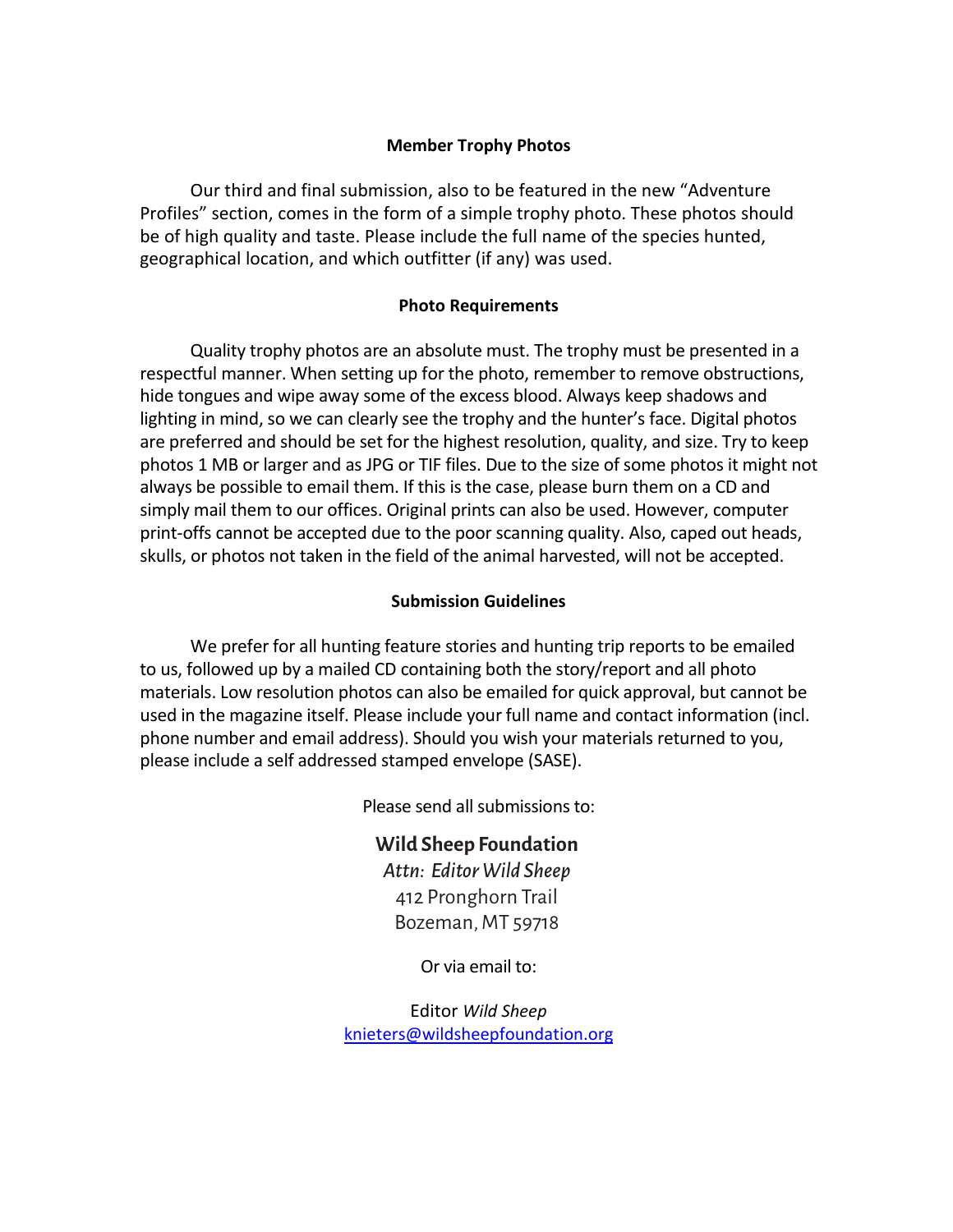## Member Trophy Photos

Our third and final submission, also to be featured in the new "Adventure Profiles" section, comes in the form of a simple trophy photo. These photos should be of high quality and taste. Please include the full name of the species hunted, geographical location, and which outfitter (if any) was used.

## Photo Requirements

Quality trophy photos are an absolute must. The trophy must be presented in a respectful manner. When setting up for the photo, remember to remove obstructions, hide tongues and wipe away some of the excess blood. Always keep shadows and lighting in mind, so we can clearly see the trophy and the hunter's face. Digital photos are preferred and should be set for the highest resolution, quality, and size. Try to keep photos 1 MB or larger and as JPG or TIF files. Due to the size of some photos it might not always be possible to email them. If this is the case, please burn them on a CD and simply mail them to our offices. Original prints can also be used. However, computer print-offs cannot be accepted due to the poor scanning quality. Also, caped out heads, skulls, or photos not taken in the field of the animal harvested, will not be accepted.

## Submission Guidelines

We prefer for all hunting feature stories and hunting trip reports to be emailed to us, followed up by a mailed CD containing both the story/report and all photo materials. Low resolution photos can also be emailed for quick approval, but cannot be used in the magazine itself. Please include your full name and contact information (incl. phone number and email address). Should you wish your materials returned to you, please include a self addressed stamped envelope (SASE).

Please send all submissions to:

**Wild Sheep Foundation**
*Attn: Editor Wild Sheep*
412 Pronghorn Trail
Bozeman, MT 59718

Or via email to:

Editor *Wild Sheep*
knieters@wildsheepfoundation.org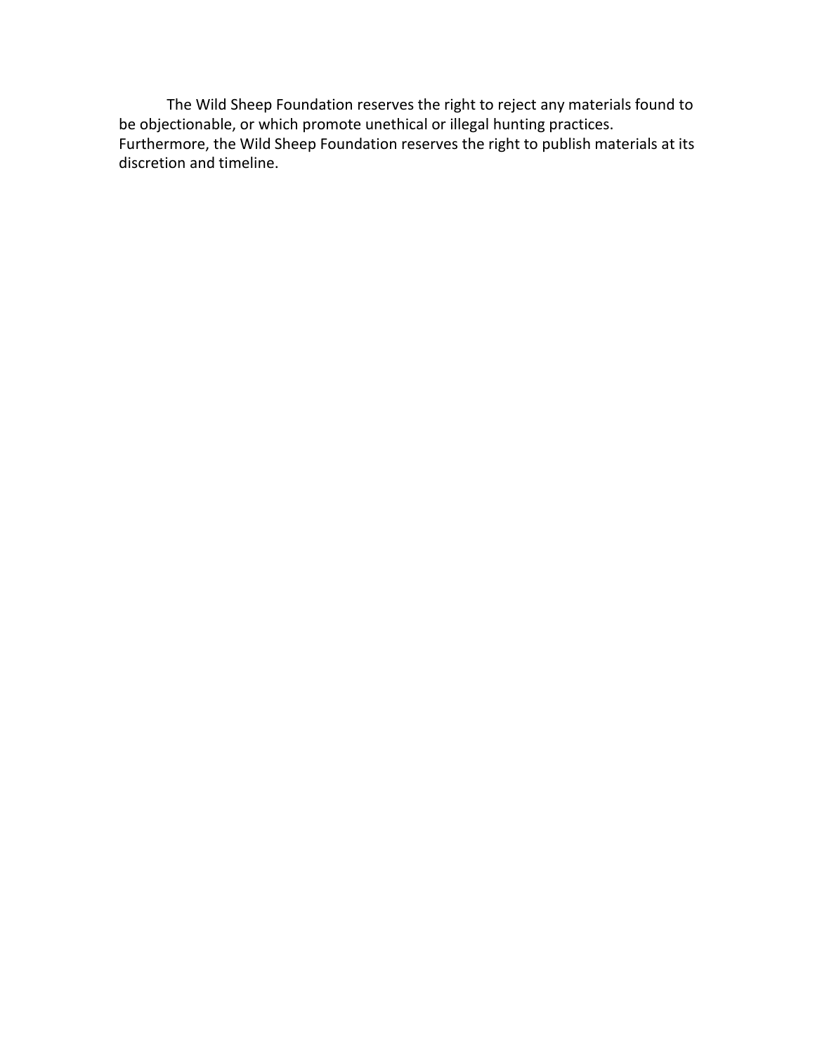The Wild Sheep Foundation reserves the right to reject any materials found to be objectionable, or which promote unethical or illegal hunting practices. Furthermore, the Wild Sheep Foundation reserves the right to publish materials at its discretion and timeline.